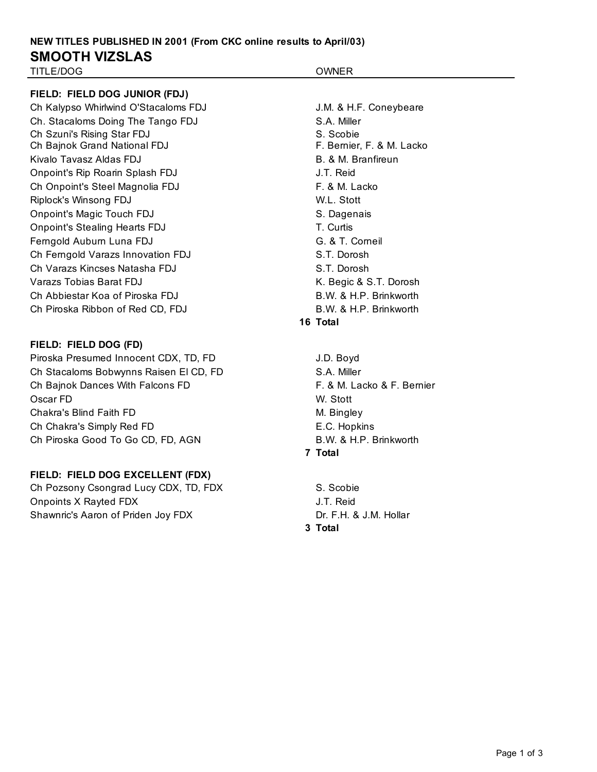**NEW TITLES PUBLISHED IN 2001 (From CKC online results to April/03)**

# SMOOTH VIZSLAS

| TITLE/DOG | OWNER |
|---|---|
| **FIELD: FIELD DOG JUNIOR (FDJ)** | |
| Ch Kalypso Whirlwind O'Stacaloms FDJ | J.M. & H.F. Coneybeare |
| Ch. Stacaloms Doing The Tango FDJ | S.A. Miller |
| Ch Szuni's Rising Star FDJ | S. Scobie |
| Ch Bajnok Grand National FDJ | F. Bernier, F. & M. Lacko |
| Kivalo Tavasz Aldas FDJ | B. & M. Branfireun |
| Onpoint's Rip Roarin Splash FDJ | J.T. Reid |
| Ch Onpoint's Steel Magnolia FDJ | F. & M. Lacko |
| Riplock's Winsong FDJ | W.L. Stott |
| Onpoint's Magic Touch FDJ | S. Dagenais |
| Onpoint's Stealing Hearts FDJ | T. Curtis |
| Ferngold Auburn Luna FDJ | G. & T. Corneil |
| Ch Ferngold Varazs Innovation FDJ | S.T. Dorosh |
| Ch Varazs Kincses Natasha FDJ | S.T. Dorosh |
| Varazs Tobias Barat FDJ | K. Begic & S.T. Dorosh |
| Ch Abbiestar Koa of Piroska FDJ | B.W. & H.P. Brinkworth |
| Ch Piroska Ribbon of Red CD, FDJ | B.W. & H.P. Brinkworth |
| **16** | **Total** |
| **FIELD: FIELD DOG (FD)** | |
| Piroska Presumed Innocent CDX, TD, FD | J.D. Boyd |
| Ch Stacaloms Bobwynns Raisen El CD, FD | S.A. Miller |
| Ch Bajnok Dances With Falcons FD | F. & M. Lacko & F. Bernier |
| Oscar FD | W. Stott |
| Chakra's Blind Faith FD | M. Bingley |
| Ch Chakra's Simply Red FD | E.C. Hopkins |
| Ch Piroska Good To Go CD, FD, AGN | B.W. & H.P. Brinkworth |
| **7** | **Total** |
| **FIELD: FIELD DOG EXCELLENT (FDX)** | |
| Ch Pozsony Csongrad Lucy CDX, TD, FDX | S. Scobie |
| Onpoints X Rayted FDX | J.T. Reid |
| Shawnric's Aaron of Priden Joy FDX | Dr. F.H. & J.M. Hollar |
| **3** | **Total** |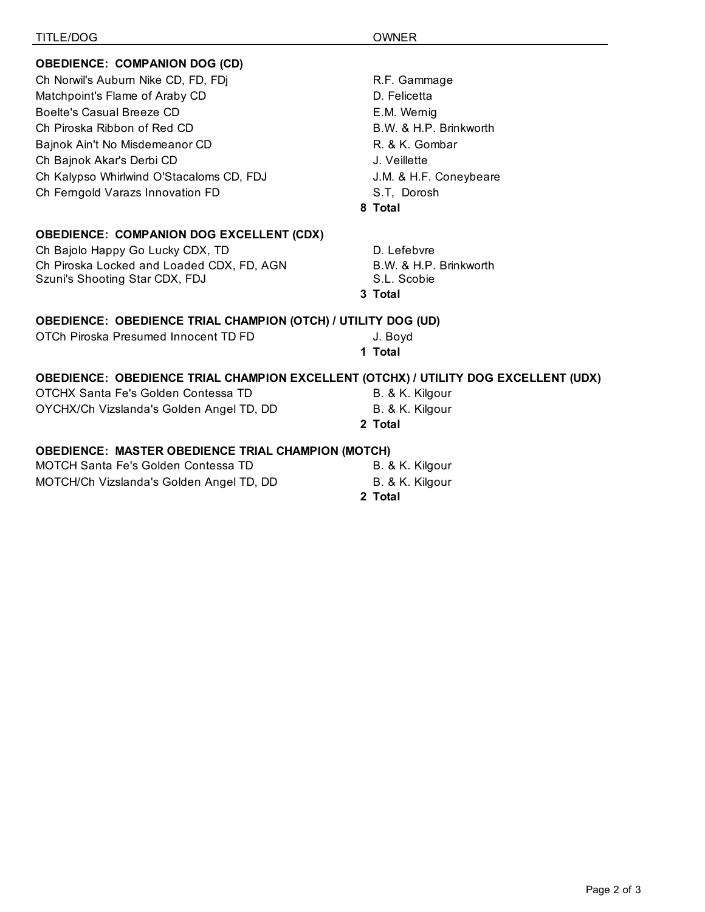| TITLE/DOG | OWNER |
| --- | --- |
| **OBEDIENCE: COMPANION DOG (CD)** | |
| Ch Norwil's Auburn Nike CD, FD, FDj | R.F. Gammage |
| Matchpoint's Flame of Araby CD | D. Felicetta |
| Boelte's Casual Breeze CD | E.M. Wernig |
| Ch Piroska Ribbon of Red CD | B.W. & H.P. Brinkworth |
| Bajnok Ain't No Misdemeanor CD | R. & K. Gombar |
| Ch Bajnok Akar's Derbi CD | J. Veillette |
| Ch Kalypso Whirlwind O'Stacaloms CD, FDJ | J.M. & H.F. Coneybeare |
| Ch Ferngold Varazs Innovation FD | S.T, Dorosh |
| | **8 Total** |
| **OBEDIENCE: COMPANION DOG EXCELLENT (CDX)** | |
| Ch Bajolo Happy Go Lucky CDX, TD | D. Lefebvre |
| Ch Piroska Locked and Loaded CDX, FD, AGN | B.W. & H.P. Brinkworth |
| Szuni's Shooting Star CDX, FDJ | S.L. Scobie |
| | **3 Total** |
| **OBEDIENCE: OBEDIENCE TRIAL CHAMPION (OTCH) / UTILITY DOG (UD)** | |
| OTCh Piroska Presumed Innocent TD FD | J. Boyd |
| | **1 Total** |
| **OBEDIENCE: OBEDIENCE TRIAL CHAMPION EXCELLENT (OTCHX) / UTILITY DOG EXCELLENT (UDX)** | |
| OTCHX Santa Fe's Golden Contessa TD | B. & K. Kilgour |
| OYCHX/Ch Vizslanda's Golden Angel TD, DD | B. & K. Kilgour |
| | **2 Total** |
| **OBEDIENCE: MASTER OBEDIENCE TRIAL CHAMPION (MOTCH)** | |
| MOTCH Santa Fe's Golden Contessa TD | B. & K. Kilgour |
| MOTCH/Ch Vizslanda's Golden Angel TD, DD | B. & K. Kilgour |
| | **2 Total** |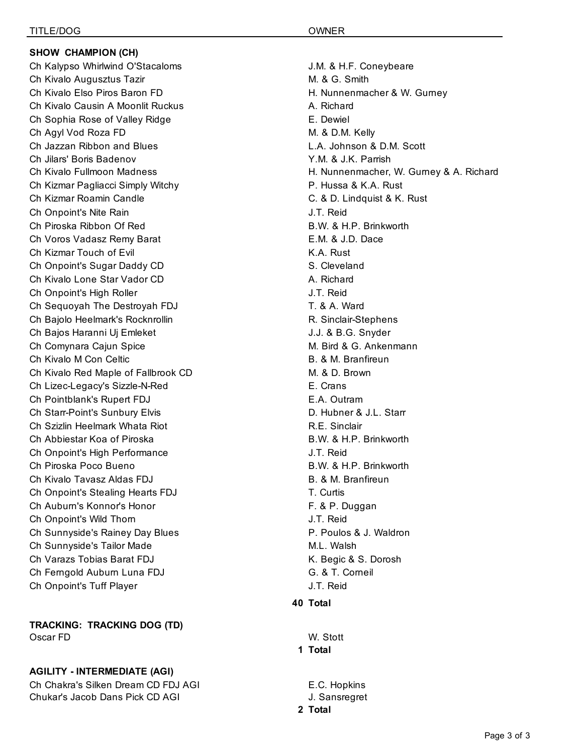| TITLE/DOG | OWNER |
| --- | --- |
| **SHOW CHAMPION (CH)** | |
| Ch Kalypso Whirlwind O'Stacaloms | J.M. & H.F. Coneybeare |
| Ch Kivalo Augusztus Tazir | M. & G. Smith |
| Ch Kivalo Elso Piros Baron FD | H. Nunnenmacher & W. Gurney |
| Ch Kivalo Causin A Moonlit Ruckus | A. Richard |
| Ch Sophia Rose of Valley Ridge | E. Dewiel |
| Ch Agyl Vod Roza FD | M. & D.M. Kelly |
| Ch Jazzan Ribbon and Blues | L.A. Johnson & D.M. Scott |
| Ch Jilars' Boris Badenov | Y.M. & J.K. Parrish |
| Ch Kivalo Fullmoon Madness | H. Nunnenmacher, W. Gurney & A. Richard |
| Ch Kizmar Pagliacci Simply Witchy | P. Hussa & K.A. Rust |
| Ch Kizmar Roamin Candle | C. & D. Lindquist & K. Rust |
| Ch Onpoint's Nite Rain | J.T. Reid |
| Ch Piroska Ribbon Of Red | B.W. & H.P. Brinkworth |
| Ch Voros Vadasz Remy Barat | E.M. & J.D. Dace |
| Ch Kizmar Touch of Evil | K.A. Rust |
| Ch Onpoint's Sugar Daddy CD | S. Cleveland |
| Ch Kivalo Lone Star Vador CD | A. Richard |
| Ch Onpoint's High Roller | J.T. Reid |
| Ch Sequoyah The Destroyah FDJ | T. & A. Ward |
| Ch Bajolo Heelmark's Rocknrollin | R. Sinclair-Stephens |
| Ch Bajos Haranni Uj Emleket | J.J. & B.G. Snyder |
| Ch Comynara Cajun Spice | M. Bird & G. Ankenmann |
| Ch Kivalo M Con Celtic | B. & M. Branfireun |
| Ch Kivalo Red Maple of Fallbrook CD | M. & D. Brown |
| Ch Lizec-Legacy's Sizzle-N-Red | E. Crans |
| Ch Pointblank's Rupert FDJ | E.A. Outram |
| Ch Starr-Point's Sunbury Elvis | D. Hubner & J.L. Starr |
| Ch Szizlin Heelmark Whata Riot | R.E. Sinclair |
| Ch Abbiestar Koa of Piroska | B.W. & H.P. Brinkworth |
| Ch Onpoint's High Performance | J.T. Reid |
| Ch Piroska Poco Bueno | B.W. & H.P. Brinkworth |
| Ch Kivalo Tavasz Aldas FDJ | B. & M. Branfireun |
| Ch Onpoint's Stealing Hearts FDJ | T. Curtis |
| Ch Auburn's Konnor's Honor | F. & P. Duggan |
| Ch Onpoint's Wild Thorn | J.T. Reid |
| Ch Sunnyside's Rainey Day Blues | P. Poulos & J. Waldron |
| Ch Sunnyside's Tailor Made | M.L. Walsh |
| Ch Varazs Tobias Barat FDJ | K. Begic & S. Dorosh |
| Ch Ferngold Auburn Luna FDJ | G. & T. Corneil |
| Ch Onpoint's Tuff Player | J.T. Reid |
| | **40 Total** |
| **TRACKING: TRACKING DOG (TD)** | |
| Oscar FD | W. Stott |
| | **1 Total** |
| **AGILITY - INTERMEDIATE (AGI)** | |
| Ch Chakra's Silken Dream CD FDJ AGI | E.C. Hopkins |
| Chukar's Jacob Dans Pick CD AGI | J. Sansregret |
| | **2 Total** |